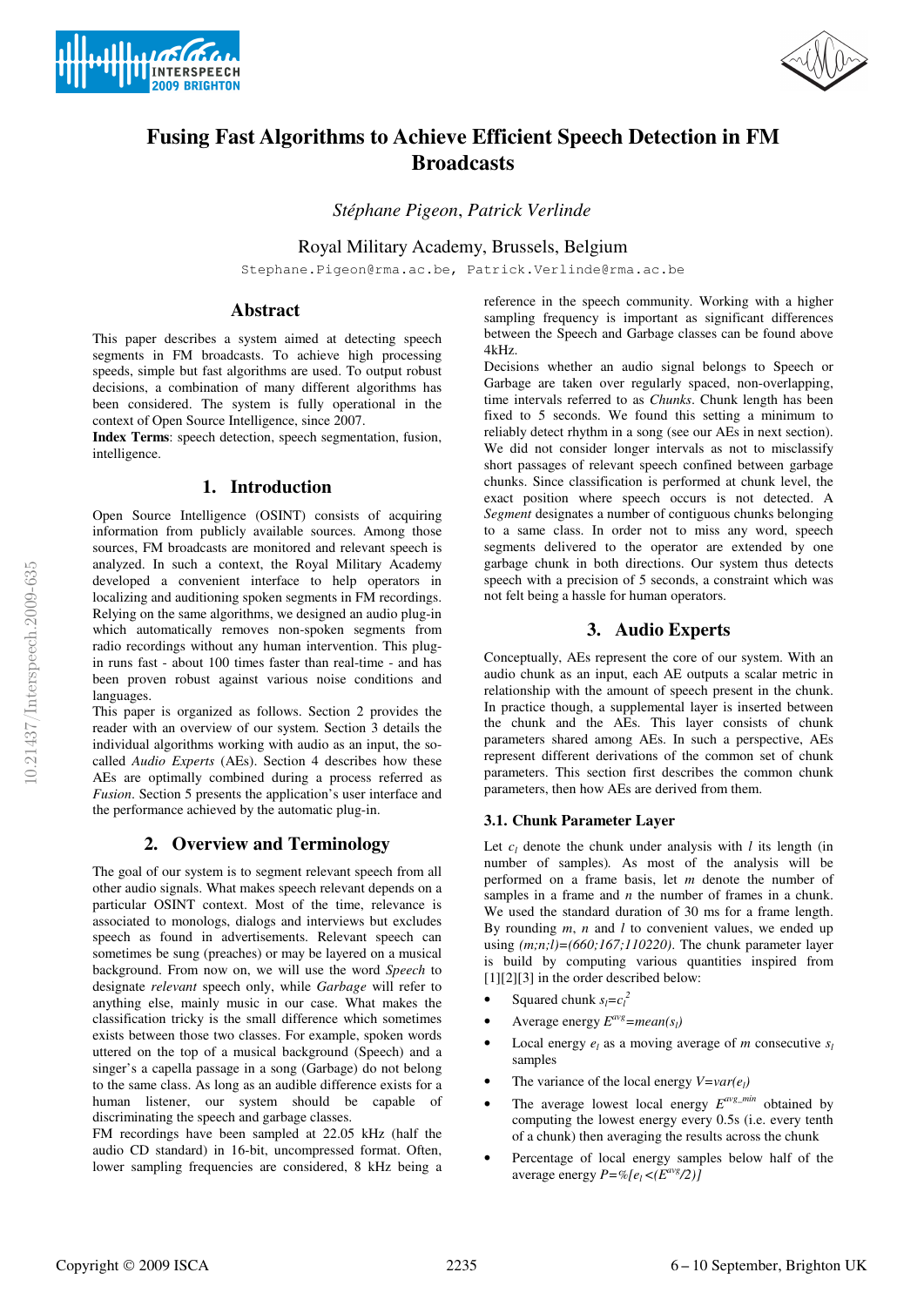# Fusing Fast Algorithms to Achieve Efficient Speech Detection in FM Broadcasts

*Stéphane Pigeon, Patrick Verlinde*

Royal Military Academy, Brussels, Belgium

Stephane.Pigeon@rma.ac.be, Patrick.Verlinde@rma.ac.be

## Abstract

This paper describes a system aimed at detecting speech segments in FM broadcasts. To achieve high processing speeds, simple but fast algorithms are used. To output robust decisions, a combination of many different algorithms has been considered. The system is fully operational in the context of Open Source Intelligence, since 2007.

**Index Terms**: speech detection, speech segmentation, fusion, intelligence.

## 1. Introduction

Open Source Intelligence (OSINT) consists of acquiring information from publicly available sources. Among those sources, FM broadcasts are monitored and relevant speech is analyzed. In such a context, the Royal Military Academy developed a convenient interface to help operators in localizing and auditioning spoken segments in FM recordings. Relying on the same algorithms, we designed an audio plug-in which automatically removes non-spoken segments from radio recordings without any human intervention. This plug-in runs fast - about 100 times faster than real-time - and has been proven robust against various noise conditions and languages.

This paper is organized as follows. Section 2 provides the reader with an overview of our system. Section 3 details the individual algorithms working with audio as an input, the so-called *Audio Experts* (AEs). Section 4 describes how these AEs are optimally combined during a process referred as *Fusion*. Section 5 presents the application's user interface and the performance achieved by the automatic plug-in.

## 2. Overview and Terminology

The goal of our system is to segment relevant speech from all other audio signals. What makes speech relevant depends on a particular OSINT context. Most of the time, relevance is associated to monologs, dialogs and interviews but excludes speech as found in advertisements. Relevant speech can sometimes be sung (preaches) or may be layered on a musical background. From now on, we will use the word *Speech* to designate *relevant* speech only, while *Garbage* will refer to anything else, mainly music in our case. What makes the classification tricky is the small difference which sometimes exists between those two classes. For example, spoken words uttered on the top of a musical background (Speech) and a singer's a capella passage in a song (Garbage) do not belong to the same class. As long as an audible difference exists for a human listener, our system should be capable of discriminating the speech and garbage classes.

FM recordings have been sampled at 22.05 kHz (half the audio CD standard) in 16-bit, uncompressed format. Often, lower sampling frequencies are considered, 8 kHz being a reference in the speech community. Working with a higher sampling frequency is important as significant differences between the Speech and Garbage classes can be found above 4kHz.

Decisions whether an audio signal belongs to Speech or Garbage are taken over regularly spaced, non-overlapping, time intervals referred to as *Chunks*. Chunk length has been fixed to 5 seconds. We found this setting a minimum to reliably detect rhythm in a song (see our AEs in next section). We did not consider longer intervals as not to misclassify short passages of relevant speech confined between garbage chunks. Since classification is performed at chunk level, the exact position where speech occurs is not detected. A *Segment* designates a number of contiguous chunks belonging to a same class. In order not to miss any word, speech segments delivered to the operator are extended by one garbage chunk in both directions. Our system thus detects speech with a precision of 5 seconds, a constraint which was not felt being a hassle for human operators.

## 3. Audio Experts

Conceptually, AEs represent the core of our system. With an audio chunk as an input, each AE outputs a scalar metric in relationship with the amount of speech present in the chunk. In practice though, a supplemental layer is inserted between the chunk and the AEs. This layer consists of chunk parameters shared among AEs. In such a perspective, AEs represent different derivations of the common set of chunk parameters. This section first describes the common chunk parameters, then how AEs are derived from them.

### 3.1. Chunk Parameter Layer

Let $c_l$ denote the chunk under analysis with $l$ its length (in number of samples). As most of the analysis will be performed on a frame basis, let $m$ denote the number of samples in a frame and $n$ the number of frames in a chunk. We used the standard duration of 30 ms for a frame length. By rounding $m$, $n$ and $l$ to convenient values, we ended up using $(m;n;l)=(660;167;110220)$. The chunk parameter layer is build by computing various quantities inspired from [1][2][3] in the order described below:

- Squared chunk $s_l=c_l^2$
- Average energy $E^{avg}=mean(s_l)$
- Local energy $e_l$ as a moving average of $m$ consecutive $s_l$ samples
- The variance of the local energy $V=var(e_l)$
- The average lowest local energy $E^{avg\_min}$ obtained by computing the lowest energy every 0.5s (i.e. every tenth of a chunk) then averaging the results across the chunk
- Percentage of local energy samples below half of the average energy $P=\%[e_l<(E^{avg}/2)]$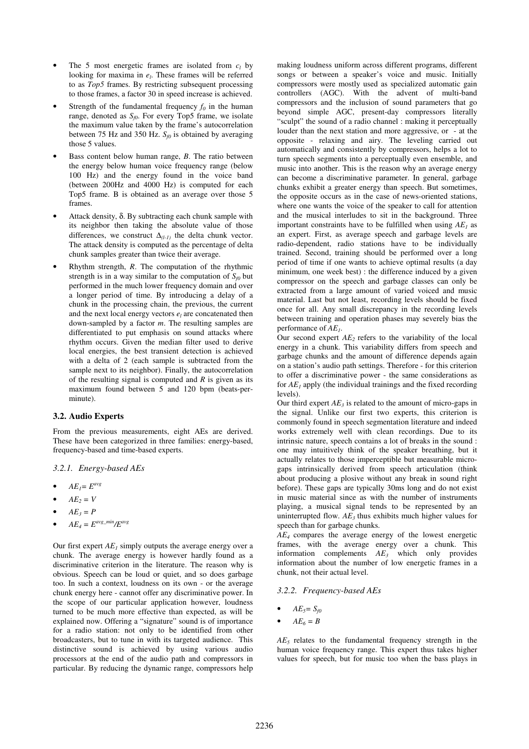- The 5 most energetic frames are isolated from $c_l$ by looking for maxima in $e_l$. These frames will be referred to as *Top5* frames. By restricting subsequent processing to those frames, a factor 30 in speed increase is achieved.
- Strength of the fundamental frequency $f_0$ in the human range, denoted as $S_{f0}$. For every Top5 frame, we isolate the maximum value taken by the frame's autocorrelation between 75 Hz and 350 Hz. $S_{f0}$ is obtained by averaging those 5 values.
- Bass content below human range, *B*. The ratio between the energy below human voice frequency range (below 100 Hz) and the energy found in the voice band (between 200Hz and 4000 Hz) is computed for each Top5 frame. B is obtained as an average over those 5 frames.
- Attack density, δ. By subtracting each chunk sample with its neighbor then taking the absolute value of those differences, we construct $\Delta_{(l-1)}$ the delta chunk vector. The attack density is computed as the percentage of delta chunk samples greater than twice their average.
- Rhythm strength, *R*. The computation of the rhythmic strength is in a way similar to the computation of $S_{f0}$ but performed in the much lower frequency domain and over a longer period of time. By introducing a delay of a chunk in the processing chain, the previous, the current and the next local energy vectors $e_l$ are concatenated then down-sampled by a factor *m*. The resulting samples are differentiated to put emphasis on sound attacks where rhythm occurs. Given the median filter used to derive local energies, the best transient detection is achieved with a delta of 2 (each sample is subtracted from the sample next to its neighbor). Finally, the autocorrelation of the resulting signal is computed and *R* is given as its maximum found between 5 and 120 bpm (beats-per-minute).

### 3.2. Audio Experts

From the previous measurements, eight AEs are derived. These have been categorized in three families: energy-based, frequency-based and time-based experts.

#### 3.2.1. Energy-based AEs

- $AE_1 = E^{avg}$
- $AE_2 = V$
- $AE_3 = P$
- $AE_4 = E^{avg\_min}/E^{avg}$

Our first expert $AE_1$ simply outputs the average energy over a chunk. The average energy is however hardly found as a discriminative criterion in the literature. The reason why is obvious. Speech can be loud or quiet, and so does garbage too. In such a context, loudness on its own - or the average chunk energy here - cannot offer any discriminative power. In the scope of our particular application however, loudness turned to be much more effective than expected, as will be explained now. Offering a "signature" sound is of importance for a radio station: not only to be identified from other broadcasters, but to tune in with its targeted audience. This distinctive sound is achieved by using various audio processors at the end of the audio path and compressors in particular. By reducing the dynamic range, compressors help making loudness uniform across different programs, different songs or between a speaker's voice and music. Initially compressors were mostly used as specialized automatic gain controllers (AGC). With the advent of multi-band compressors and the inclusion of sound parameters that go beyond simple AGC, present-day compressors literally "sculpt" the sound of a radio channel : making it perceptually louder than the next station and more aggressive, or - at the opposite - relaxing and airy. The leveling carried out automatically and consistently by compressors, helps a lot to turn speech segments into a perceptually even ensemble, and music into another. This is the reason why an average energy can become a discriminative parameter. In general, garbage chunks exhibit a greater energy than speech. But sometimes, the opposite occurs as in the case of news-oriented stations, where one wants the voice of the speaker to call for attention and the musical interludes to sit in the background. Three important constraints have to be fulfilled when using $AE_1$ as an expert. First, as average speech and garbage levels are radio-dependent, radio stations have to be individually trained. Second, training should be performed over a long period of time if one wants to achieve optimal results (a day minimum, one week best) : the difference induced by a given compressor on the speech and garbage classes can only be extracted from a large amount of varied voiced and music material. Last but not least, recording levels should be fixed once for all. Any small discrepancy in the recording levels between training and operation phases may severely bias the performance of $AE_1$.

Our second expert $AE_2$ refers to the variability of the local energy in a chunk. This variability differs from speech and garbage chunks and the amount of difference depends again on a station's audio path settings. Therefore - for this criterion to offer a discriminative power - the same considerations as for $AE_1$ apply (the individual trainings and the fixed recording levels).

Our third expert $AE_3$ is related to the amount of micro-gaps in the signal. Unlike our first two experts, this criterion is commonly found in speech segmentation literature and indeed works extremely well with clean recordings. Due to its intrinsic nature, speech contains a lot of breaks in the sound : one may intuitively think of the speaker breathing, but it actually relates to those imperceptible but measurable micro-gaps intrinsically derived from speech articulation (think about producing a plosive without any break in sound right before). These gaps are typically 30ms long and do not exist in music material since as with the number of instruments playing, a musical signal tends to be represented by an uninterrupted flow. $AE_3$ thus exhibits much higher values for speech than for garbage chunks.

$AE_4$ compares the average energy of the lowest energetic frames, with the average energy over a chunk. This information complements $AE_3$ which only provides information about the number of low energetic frames in a chunk, not their actual level.

#### 3.2.2. Frequency-based AEs

- $AE_5 = S_{f0}$
- $AE_6 = B$

$AE_5$ relates to the fundamental frequency strength in the human voice frequency range. This expert thus takes higher values for speech, but for music too when the bass plays in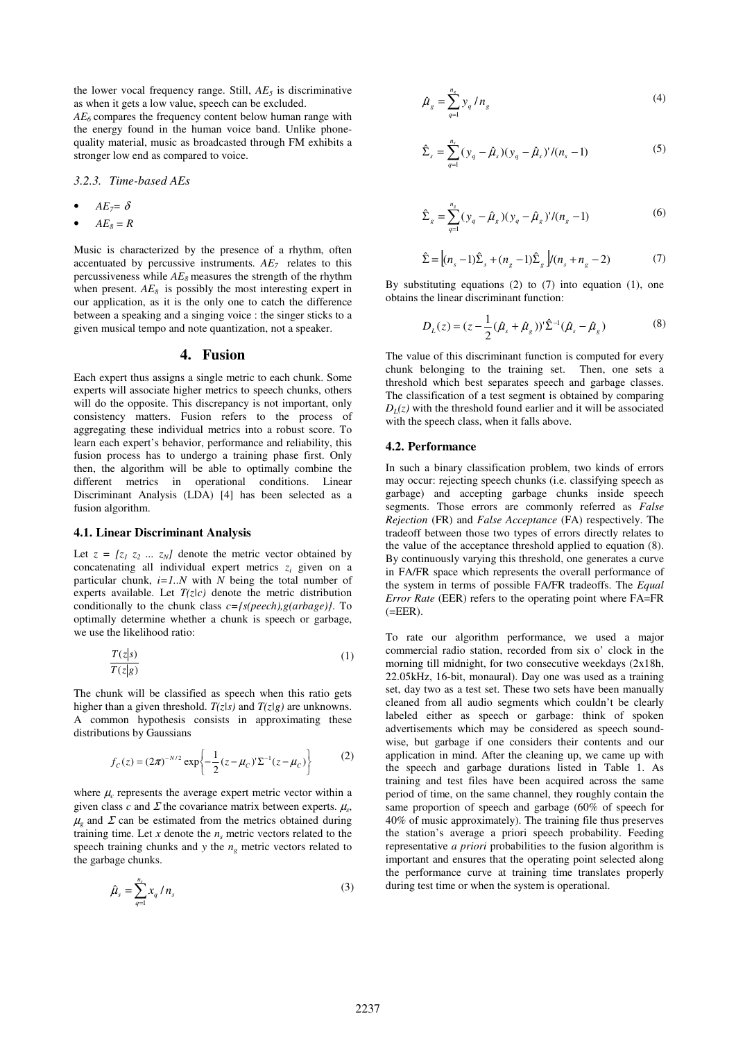the lower vocal frequency range. Still, $AE_5$ is discriminative as when it gets a low value, speech can be excluded.

$AE_6$ compares the frequency content below human range with the energy found in the human voice band. Unlike phone-quality material, music as broadcasted through FM exhibits a stronger low end as compared to voice.

### 3.2.3. Time-based AEs

- $AE_7 = \delta$
- $AE_8 = R$

Music is characterized by the presence of a rhythm, often accentuated by percussive instruments. $AE_7$ relates to this percussiveness while $AE_8$ measures the strength of the rhythm when present. $AE_8$ is possibly the most interesting expert in our application, as it is the only one to catch the difference between a speaking and a singing voice : the singer sticks to a given musical tempo and note quantization, not a speaker.

## 4. Fusion

Each expert thus assigns a single metric to each chunk. Some experts will associate higher metrics to speech chunks, others will do the opposite. This discrepancy is not important, only consistency matters. Fusion refers to the process of aggregating these individual metrics into a robust score. To learn each expert's behavior, performance and reliability, this fusion process has to undergo a training phase first. Only then, the algorithm will be able to optimally combine the different metrics in operational conditions. Linear Discriminant Analysis (LDA) [4] has been selected as a fusion algorithm.

### 4.1. Linear Discriminant Analysis

Let $z = [z_1\ z_2\ ...\ z_N]$ denote the metric vector obtained by concatenating all individual expert metrics $z_i$ given on a particular chunk, $i=1..N$ with $N$ being the total number of experts available. Let $T(z|c)$ denote the metric distribution conditionally to the chunk class $c=\{s(peech),g(arbage)\}$. To optimally determine whether a chunk is speech or garbage, we use the likelihood ratio:

$$\frac{T(z|s)}{T(z|g)} \tag{1}$$

The chunk will be classified as speech when this ratio gets higher than a given threshold. $T(z|s)$ and $T(z|g)$ are unknowns. A common hypothesis consists in approximating these distributions by Gaussians

$$f_C(z) = (2\pi)^{-N/2} \exp\left\{-\frac{1}{2}(z-\mu_C)'\Sigma^{-1}(z-\mu_C)\right\} \tag{2}$$

where $\mu_c$ represents the average expert metric vector within a given class $c$ and $\Sigma$ the covariance matrix between experts. $\mu_s$, $\mu_g$ and $\Sigma$ can be estimated from the metrics obtained during training time. Let $x$ denote the $n_s$ metric vectors related to the speech training chunks and $y$ the $n_g$ metric vectors related to the garbage chunks.

$$\hat{\mu}_s = \sum_{q=1}^{n_s} x_q / n_s \tag{3}$$

$$\hat{\mu}_g = \sum_{q=1}^{n_g} y_q / n_g \tag{4}$$

$$\hat{\Sigma}_s = \sum_{q=1}^{n_s} (y_q - \hat{\mu}_s)(y_q - \hat{\mu}_s)'/(n_s - 1) \tag{5}$$

$$\hat{\Sigma}_g = \sum_{q=1}^{n_g} (y_q - \hat{\mu}_g)(y_q - \hat{\mu}_g)'/(n_g - 1) \tag{6}$$

$$\hat{\Sigma} = \left[(n_s - 1)\hat{\Sigma}_s + (n_g - 1)\hat{\Sigma}_g\right]/(n_s + n_g - 2) \tag{7}$$

By substituting equations (2) to (7) into equation (1), one obtains the linear discriminant function:

$$D_L(z) = (z - \frac{1}{2}(\hat{\mu}_s + \hat{\mu}_g))'\hat{\Sigma}^{-1}(\hat{\mu}_s - \hat{\mu}_g) \tag{8}$$

The value of this discriminant function is computed for every chunk belonging to the training set. Then, one sets a threshold which best separates speech and garbage classes. The classification of a test segment is obtained by comparing $D_L(z)$ with the threshold found earlier and it will be associated with the speech class, when it falls above.

### 4.2. Performance

In such a binary classification problem, two kinds of errors may occur: rejecting speech chunks (i.e. classifying speech as garbage) and accepting garbage chunks inside speech segments. Those errors are commonly referred as *False Rejection* (FR) and *False Acceptance* (FA) respectively. The tradeoff between those two types of errors directly relates to the value of the acceptance threshold applied to equation (8). By continuously varying this threshold, one generates a curve in FA/FR space which represents the overall performance of the system in terms of possible FA/FR tradeoffs. The *Equal Error Rate* (EER) refers to the operating point where FA=FR (=EER).

To rate our algorithm performance, we used a major commercial radio station, recorded from six o' clock in the morning till midnight, for two consecutive weekdays (2x18h, 22.05kHz, 16-bit, monaural). Day one was used as a training set, day two as a test set. These two sets have been manually cleaned from all audio segments which couldn't be clearly labeled either as speech or garbage: think of spoken advertisements which may be considered as speech sound-wise, but garbage if one considers their contents and our application in mind. After the cleaning up, we came up with the speech and garbage durations listed in Table 1. As training and test files have been acquired across the same period of time, on the same channel, they roughly contain the same proportion of speech and garbage (60% of speech for 40% of music approximately). The training file thus preserves the station's average a priori speech probability. Feeding representative *a priori* probabilities to the fusion algorithm is important and ensures that the operating point selected along the performance curve at training time translates properly during test time or when the system is operational.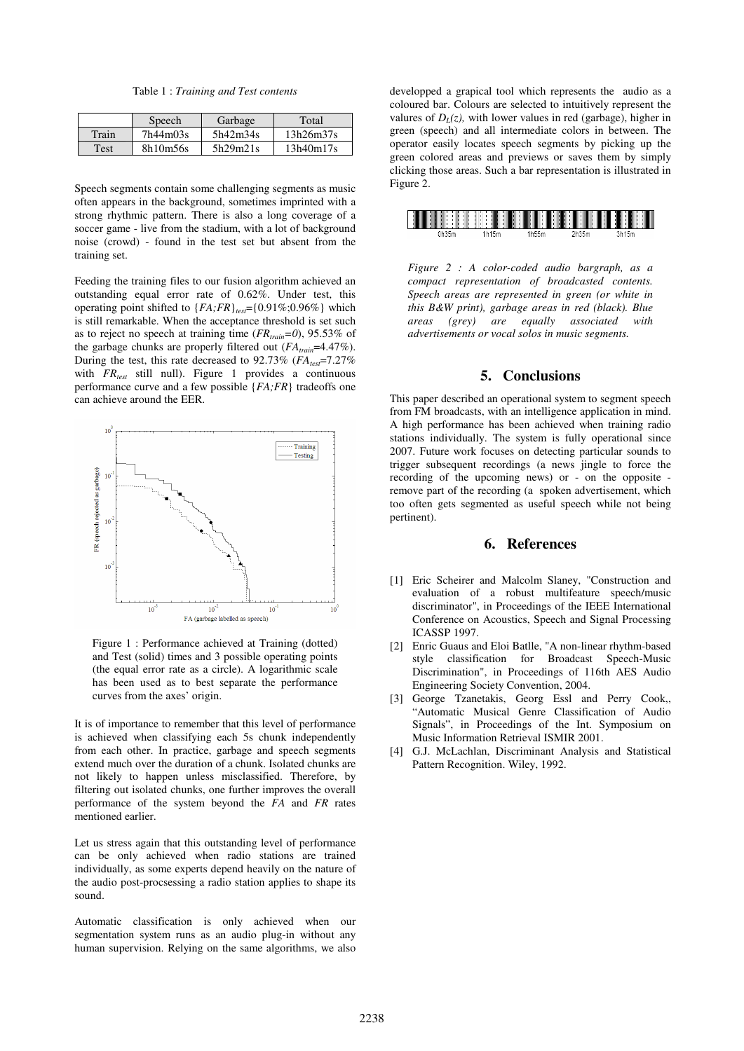Table 1 : *Training and Test contents*

| | Speech | Garbage | Total |
|---|---|---|---|
| Train | 7h44m03s | 5h42m34s | 13h26m37s |
| Test | 8h10m56s | 5h29m21s | 13h40m17s |

Speech segments contain some challenging segments as music often appears in the background, sometimes imprinted with a strong rhythmic pattern. There is also a long coverage of a soccer game - live from the stadium, with a lot of background noise (crowd) - found in the test set but absent from the training set.

Feeding the training files to our fusion algorithm achieved an outstanding equal error rate of 0.62%. Under test, this operating point shifted to $\{FA;FR\}_{test}$={0.91%;0.96%} which is still remarkable. When the acceptance threshold is set such as to reject no speech at training time ($FR_{train}=0$), 95.53% of the garbage chunks are properly filtered out ($FA_{train}$=4.47%). During the test, this rate decreased to 92.73% ($FA_{test}$=7.27% with $FR_{test}$ still null). Figure 1 provides a continuous performance curve and a few possible $\{FA;FR\}$ tradeoffs one can achieve around the EER.

$10^0$
$10^{-1}$
$10^{-2}$
$10^{-3}$
FR (speech rejected as garbage)
$10^{-3}$
$10^{-2}$
$10^{-1}$
$10^0$
FA (garbage labelled as speech)
Training
Testing

Figure 1 : Performance achieved at Training (dotted) and Test (solid) times and 3 possible operating points (the equal error rate as a circle). A logarithmic scale has been used as to best separate the performance curves from the axes' origin.

It is of importance to remember that this level of performance is achieved when classifying each 5s chunk independently from each other. In practice, garbage and speech segments extend much over the duration of a chunk. Isolated chunks are not likely to happen unless misclassified. Therefore, by filtering out isolated chunks, one further improves the overall performance of the system beyond the *FA* and *FR* rates mentioned earlier.

Let us stress again that this outstanding level of performance can be only achieved when radio stations are trained individually, as some experts depend heavily on the nature of the audio post-procsessing a radio station applies to shape its sound.

Automatic classification is only achieved when our segmentation system runs as an audio plug-in without any human supervision. Relying on the same algorithms, we also developped a grapical tool which represents the audio as a coloured bar. Colours are selected to intuitively represent the valures of $D_L(z)$, with lower values in red (garbage), higher in green (speech) and all intermediate colors in between. The operator easily locates speech segments by picking up the green colored areas and previews or saves them by simply clicking those areas. Such a bar representation is illustrated in Figure 2.

0h35m
1h15m
1h55m
2h35m
3h15m

*Figure 2 : A color-coded audio bargraph, as a compact representation of broadcasted contents. Speech areas are represented in green (or white in this B&W print), garbage areas in red (black). Blue areas (grey) are equally associated with advertisements or vocal solos in music segments.*

## 5. Conclusions

This paper described an operational system to segment speech from FM broadcasts, with an intelligence application in mind. A high performance has been achieved when training radio stations individually. The system is fully operational since 2007. Future work focuses on detecting particular sounds to trigger subsequent recordings (a news jingle to force the recording of the upcoming news) or - on the opposite - remove part of the recording (a spoken advertisement, which too often gets segmented as useful speech while not being pertinent).

## 6. References

[1] Eric Scheirer and Malcolm Slaney, "Construction and evaluation of a robust multifeature speech/music discriminator", in Proceedings of the IEEE International Conference on Acoustics, Speech and Signal Processing ICASSP 1997.

[2] Enric Guaus and Eloi Batlle, "A non-linear rhythm-based style classification for Broadcast Speech-Music Discrimination", in Proceedings of 116th AES Audio Engineering Society Convention, 2004.

[3] George Tzanetakis, Georg Essl and Perry Cook,, "Automatic Musical Genre Classification of Audio Signals", in Proceedings of the Int. Symposium on Music Information Retrieval ISMIR 2001.

[4] G.J. McLachlan, Discriminant Analysis and Statistical Pattern Recognition. Wiley, 1992.